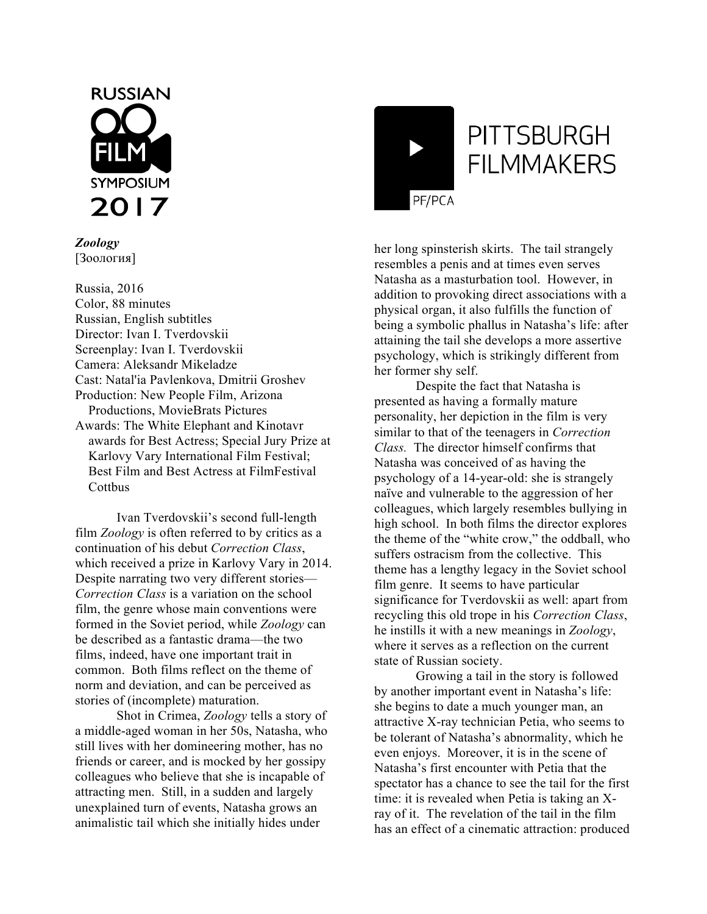RUSSIAN FILM SYMPOSIUM 2017

PITTSBURGH FILMMAKERS

PF/PCA

***Zoology***
[Зоология]

Russia, 2016
Color, 88 minutes
Russian, English subtitles
Director: Ivan I. Tverdovskii
Screenplay: Ivan I. Tverdovskii
Camera: Aleksandr Mikeladze
Cast: Natal'ia Pavlenkova, Dmitrii Groshev
Production: New People Film, Arizona Productions, MovieBrats Pictures
Awards: The White Elephant and Kinotavr awards for Best Actress; Special Jury Prize at Karlovy Vary International Film Festival; Best Film and Best Actress at FilmFestival Cottbus

Ivan Tverdovskii's second full-length film *Zoology* is often referred to by critics as a continuation of his debut *Correction Class*, which received a prize in Karlovy Vary in 2014. Despite narrating two very different stories—*Correction Class* is a variation on the school film, the genre whose main conventions were formed in the Soviet period, while *Zoology* can be described as a fantastic drama—the two films, indeed, have one important trait in common. Both films reflect on the theme of norm and deviation, and can be perceived as stories of (incomplete) maturation.

Shot in Crimea, *Zoology* tells a story of a middle-aged woman in her 50s, Natasha, who still lives with her domineering mother, has no friends or career, and is mocked by her gossipy colleagues who believe that she is incapable of attracting men. Still, in a sudden and largely unexplained turn of events, Natasha grows an animalistic tail which she initially hides under her long spinsterish skirts. The tail strangely resembles a penis and at times even serves Natasha as a masturbation tool. However, in addition to provoking direct associations with a physical organ, it also fulfills the function of being a symbolic phallus in Natasha's life: after attaining the tail she develops a more assertive psychology, which is strikingly different from her former shy self.

Despite the fact that Natasha is presented as having a formally mature personality, her depiction in the film is very similar to that of the teenagers in *Correction Class.* The director himself confirms that Natasha was conceived of as having the psychology of a 14-year-old: she is strangely naïve and vulnerable to the aggression of her colleagues, which largely resembles bullying in high school. In both films the director explores the theme of the "white crow," the oddball, who suffers ostracism from the collective. This theme has a lengthy legacy in the Soviet school film genre. It seems to have particular significance for Tverdovskii as well: apart from recycling this old trope in his *Correction Class*, he instills it with a new meanings in *Zoology*, where it serves as a reflection on the current state of Russian society.

Growing a tail in the story is followed by another important event in Natasha's life: she begins to date a much younger man, an attractive X-ray technician Petia, who seems to be tolerant of Natasha's abnormality, which he even enjoys. Moreover, it is in the scene of Natasha's first encounter with Petia that the spectator has a chance to see the tail for the first time: it is revealed when Petia is taking an X-ray of it. The revelation of the tail in the film has an effect of a cinematic attraction: produced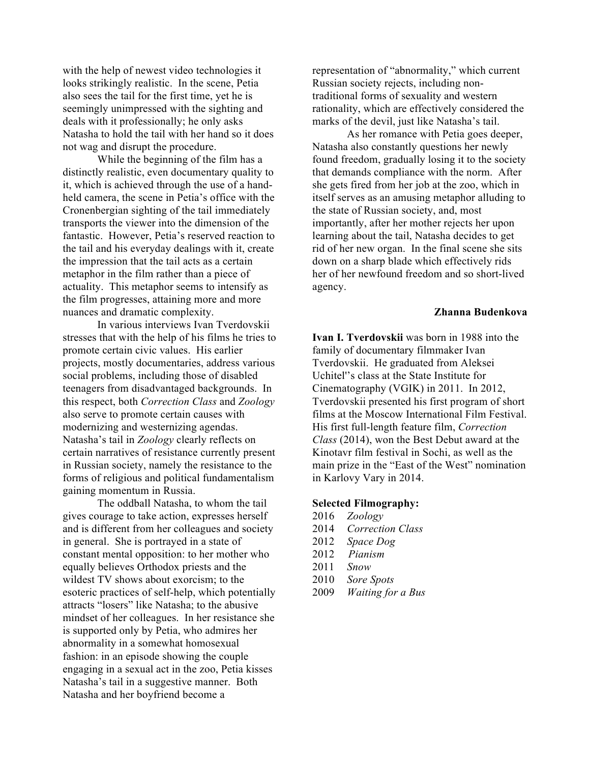with the help of newest video technologies it looks strikingly realistic. In the scene, Petia also sees the tail for the first time, yet he is seemingly unimpressed with the sighting and deals with it professionally; he only asks Natasha to hold the tail with her hand so it does not wag and disrupt the procedure.

While the beginning of the film has a distinctly realistic, even documentary quality to it, which is achieved through the use of a hand-held camera, the scene in Petia's office with the Cronenbergian sighting of the tail immediately transports the viewer into the dimension of the fantastic. However, Petia's reserved reaction to the tail and his everyday dealings with it, create the impression that the tail acts as a certain metaphor in the film rather than a piece of actuality. This metaphor seems to intensify as the film progresses, attaining more and more nuances and dramatic complexity.

In various interviews Ivan Tverdovskii stresses that with the help of his films he tries to promote certain civic values. His earlier projects, mostly documentaries, address various social problems, including those of disabled teenagers from disadvantaged backgrounds. In this respect, both *Correction Class* and *Zoology* also serve to promote certain causes with modernizing and westernizing agendas. Natasha's tail in *Zoology* clearly reflects on certain narratives of resistance currently present in Russian society, namely the resistance to the forms of religious and political fundamentalism gaining momentum in Russia.

The oddball Natasha, to whom the tail gives courage to take action, expresses herself and is different from her colleagues and society in general. She is portrayed in a state of constant mental opposition: to her mother who equally believes Orthodox priests and the wildest TV shows about exorcism; to the esoteric practices of self-help, which potentially attracts "losers" like Natasha; to the abusive mindset of her colleagues. In her resistance she is supported only by Petia, who admires her abnormality in a somewhat homosexual fashion: in an episode showing the couple engaging in a sexual act in the zoo, Petia kisses Natasha's tail in a suggestive manner. Both Natasha and her boyfriend become a representation of "abnormality," which current Russian society rejects, including non-traditional forms of sexuality and western rationality, which are effectively considered the marks of the devil, just like Natasha's tail.

As her romance with Petia goes deeper, Natasha also constantly questions her newly found freedom, gradually losing it to the society that demands compliance with the norm. After she gets fired from her job at the zoo, which in itself serves as an amusing metaphor alluding to the state of Russian society, and, most importantly, after her mother rejects her upon learning about the tail, Natasha decides to get rid of her new organ. In the final scene she sits down on a sharp blade which effectively rids her of her newfound freedom and so short-lived agency.

**Zhanna Budenkova**

**Ivan I. Tverdovskii** was born in 1988 into the family of documentary filmmaker Ivan Tverdovskii. He graduated from Aleksei Uchitel''s class at the State Institute for Cinematography (VGIK) in 2011. In 2012, Tverdovskii presented his first program of short films at the Moscow International Film Festival. His first full-length feature film, *Correction Class* (2014), won the Best Debut award at the Kinotavr film festival in Sochi, as well as the main prize in the "East of the West" nomination in Karlovy Vary in 2014.

**Selected Filmography:**

2016 *Zoology*
2014 *Correction Class*
2012 *Space Dog*
2012 *Pianism*
2011 *Snow*
2010 *Sore Spots*
2009 *Waiting for a Bus*